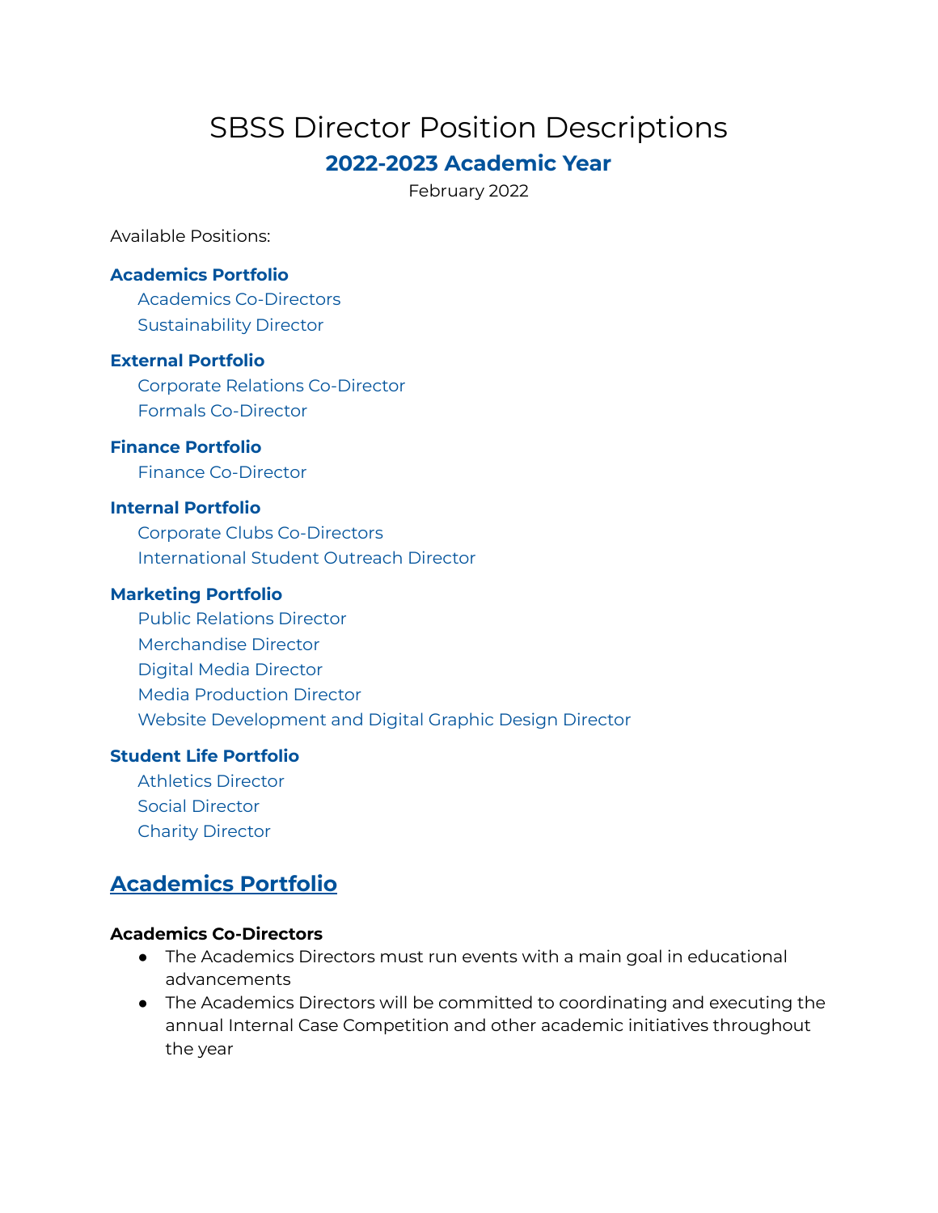# SBSS Director Position Descriptions

## 2022-2023 Academic Year

February 2022

Available Positions:

**Academics Portfolio**
- Academics Co-Directors
- Sustainability Director

**External Portfolio**
- Corporate Relations Co-Director
- Formals Co-Director

**Finance Portfolio**
- Finance Co-Director

**Internal Portfolio**
- Corporate Clubs Co-Directors
- International Student Outreach Director

**Marketing Portfolio**
- Public Relations Director
- Merchandise Director
- Digital Media Director
- Media Production Director
- Website Development and Digital Graphic Design Director

**Student Life Portfolio**
- Athletics Director
- Social Director
- Charity Director

## Academics Portfolio

### Academics Co-Directors

- The Academics Directors must run events with a main goal in educational advancements
- The Academics Directors will be committed to coordinating and executing the annual Internal Case Competition and other academic initiatives throughout the year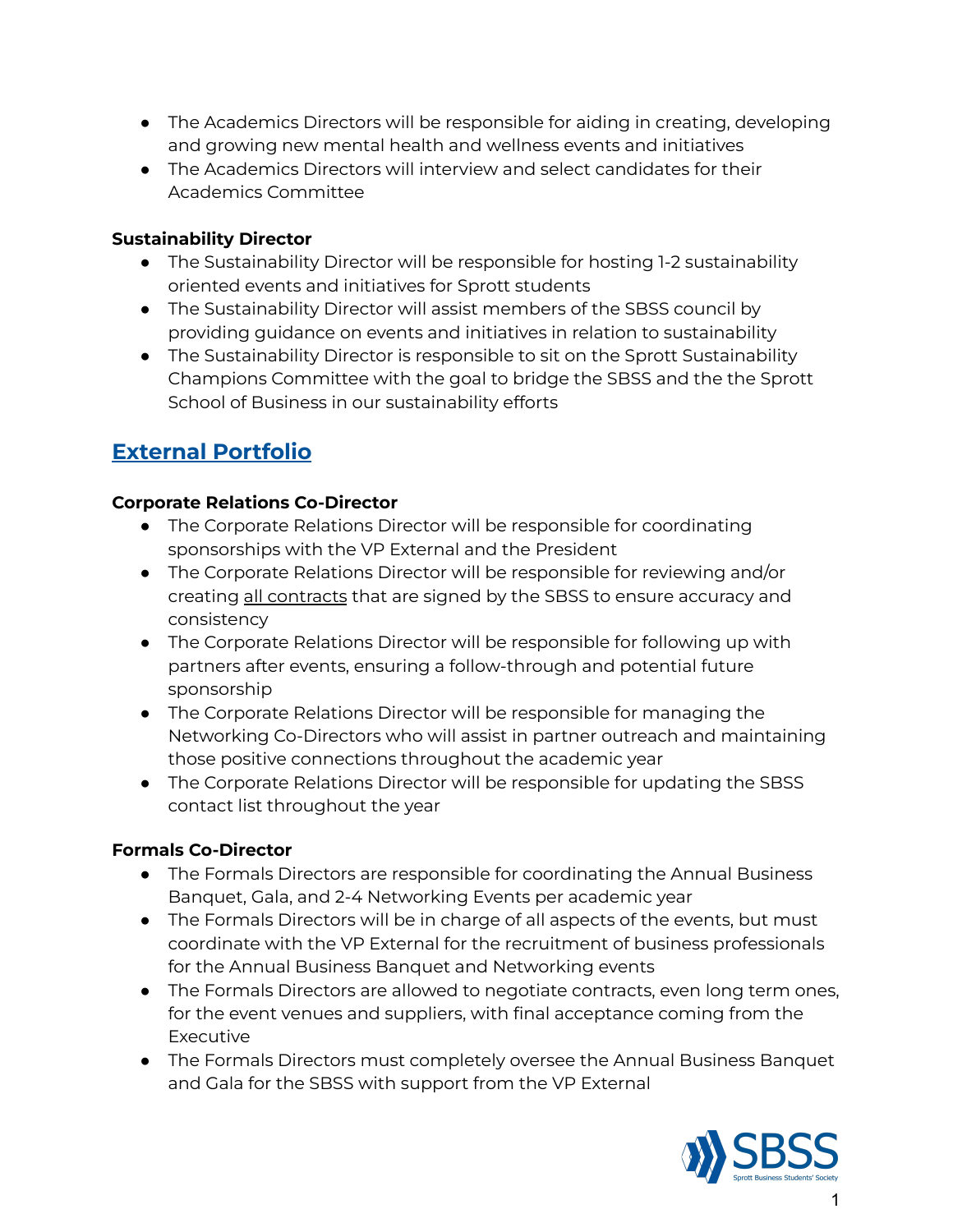- The Academics Directors will be responsible for aiding in creating, developing and growing new mental health and wellness events and initiatives
- The Academics Directors will interview and select candidates for their Academics Committee

**Sustainability Director**

- The Sustainability Director will be responsible for hosting 1-2 sustainability oriented events and initiatives for Sprott students
- The Sustainability Director will assist members of the SBSS council by providing guidance on events and initiatives in relation to sustainability
- The Sustainability Director is responsible to sit on the Sprott Sustainability Champions Committee with the goal to bridge the SBSS and the the Sprott School of Business in our sustainability efforts

## External Portfolio

**Corporate Relations Co-Director**

- The Corporate Relations Director will be responsible for coordinating sponsorships with the VP External and the President
- The Corporate Relations Director will be responsible for reviewing and/or creating all contracts that are signed by the SBSS to ensure accuracy and consistency
- The Corporate Relations Director will be responsible for following up with partners after events, ensuring a follow-through and potential future sponsorship
- The Corporate Relations Director will be responsible for managing the Networking Co-Directors who will assist in partner outreach and maintaining those positive connections throughout the academic year
- The Corporate Relations Director will be responsible for updating the SBSS contact list throughout the year

**Formals Co-Director**

- The Formals Directors are responsible for coordinating the Annual Business Banquet, Gala, and 2-4 Networking Events per academic year
- The Formals Directors will be in charge of all aspects of the events, but must coordinate with the VP External for the recruitment of business professionals for the Annual Business Banquet and Networking events
- The Formals Directors are allowed to negotiate contracts, even long term ones, for the event venues and suppliers, with final acceptance coming from the Executive
- The Formals Directors must completely oversee the Annual Business Banquet and Gala for the SBSS with support from the VP External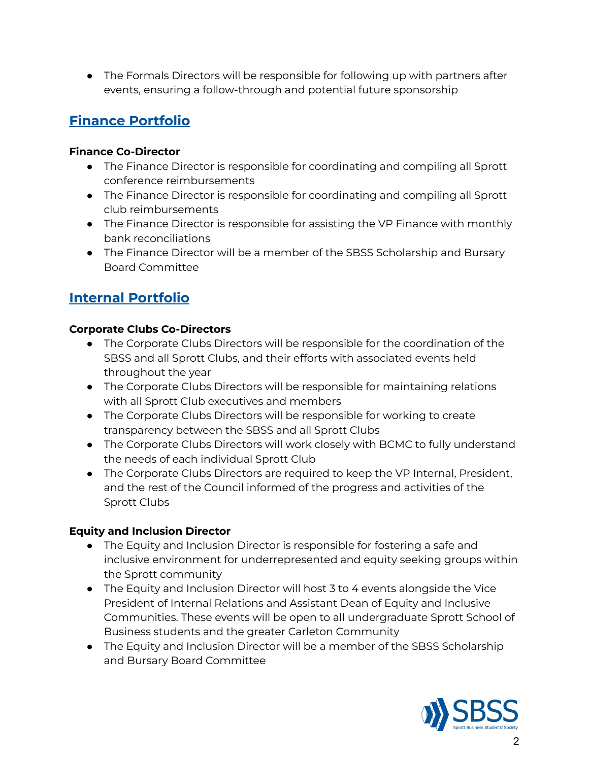- The Formals Directors will be responsible for following up with partners after events, ensuring a follow-through and potential future sponsorship

## Finance Portfolio

**Finance Co-Director**

- The Finance Director is responsible for coordinating and compiling all Sprott conference reimbursements
- The Finance Director is responsible for coordinating and compiling all Sprott club reimbursements
- The Finance Director is responsible for assisting the VP Finance with monthly bank reconciliations
- The Finance Director will be a member of the SBSS Scholarship and Bursary Board Committee

## Internal Portfolio

**Corporate Clubs Co-Directors**

- The Corporate Clubs Directors will be responsible for the coordination of the SBSS and all Sprott Clubs, and their efforts with associated events held throughout the year
- The Corporate Clubs Directors will be responsible for maintaining relations with all Sprott Club executives and members
- The Corporate Clubs Directors will be responsible for working to create transparency between the SBSS and all Sprott Clubs
- The Corporate Clubs Directors will work closely with BCMC to fully understand the needs of each individual Sprott Club
- The Corporate Clubs Directors are required to keep the VP Internal, President, and the rest of the Council informed of the progress and activities of the Sprott Clubs

**Equity and Inclusion Director**

- The Equity and Inclusion Director is responsible for fostering a safe and inclusive environment for underrepresented and equity seeking groups within the Sprott community
- The Equity and Inclusion Director will host 3 to 4 events alongside the Vice President of Internal Relations and Assistant Dean of Equity and Inclusive Communities. These events will be open to all undergraduate Sprott School of Business students and the greater Carleton Community
- The Equity and Inclusion Director will be a member of the SBSS Scholarship and Bursary Board Committee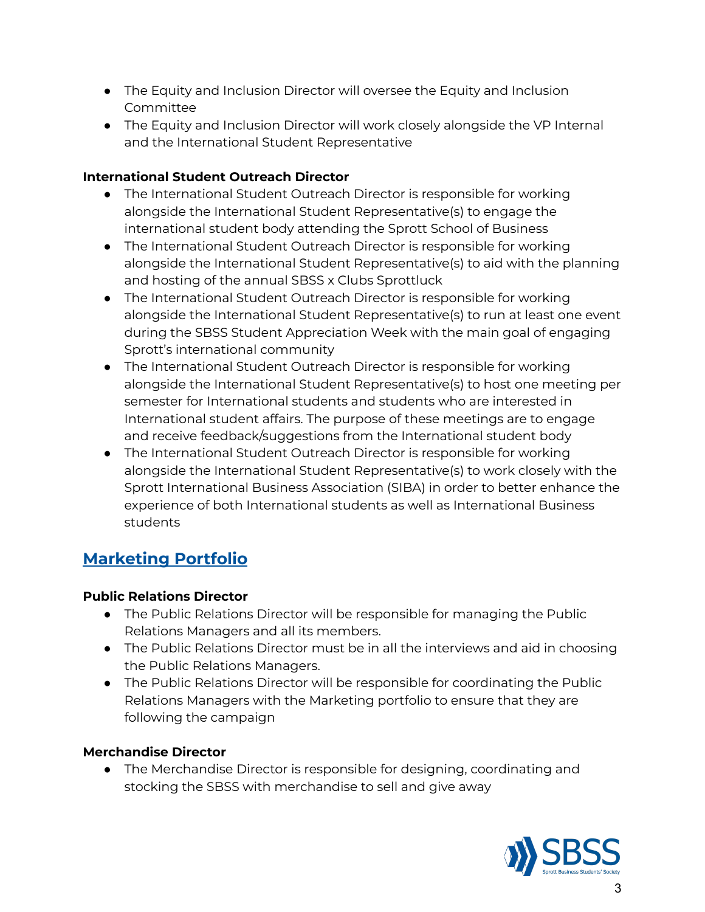- The Equity and Inclusion Director will oversee the Equity and Inclusion Committee
- The Equity and Inclusion Director will work closely alongside the VP Internal and the International Student Representative

**International Student Outreach Director**

- The International Student Outreach Director is responsible for working alongside the International Student Representative(s) to engage the international student body attending the Sprott School of Business
- The International Student Outreach Director is responsible for working alongside the International Student Representative(s) to aid with the planning and hosting of the annual SBSS x Clubs Sprottluck
- The International Student Outreach Director is responsible for working alongside the International Student Representative(s) to run at least one event during the SBSS Student Appreciation Week with the main goal of engaging Sprott's international community
- The International Student Outreach Director is responsible for working alongside the International Student Representative(s) to host one meeting per semester for International students and students who are interested in International student affairs. The purpose of these meetings are to engage and receive feedback/suggestions from the International student body
- The International Student Outreach Director is responsible for working alongside the International Student Representative(s) to work closely with the Sprott International Business Association (SIBA) in order to better enhance the experience of both International students as well as International Business students

## Marketing Portfolio

**Public Relations Director**

- The Public Relations Director will be responsible for managing the Public Relations Managers and all its members.
- The Public Relations Director must be in all the interviews and aid in choosing the Public Relations Managers.
- The Public Relations Director will be responsible for coordinating the Public Relations Managers with the Marketing portfolio to ensure that they are following the campaign

**Merchandise Director**

- The Merchandise Director is responsible for designing, coordinating and stocking the SBSS with merchandise to sell and give away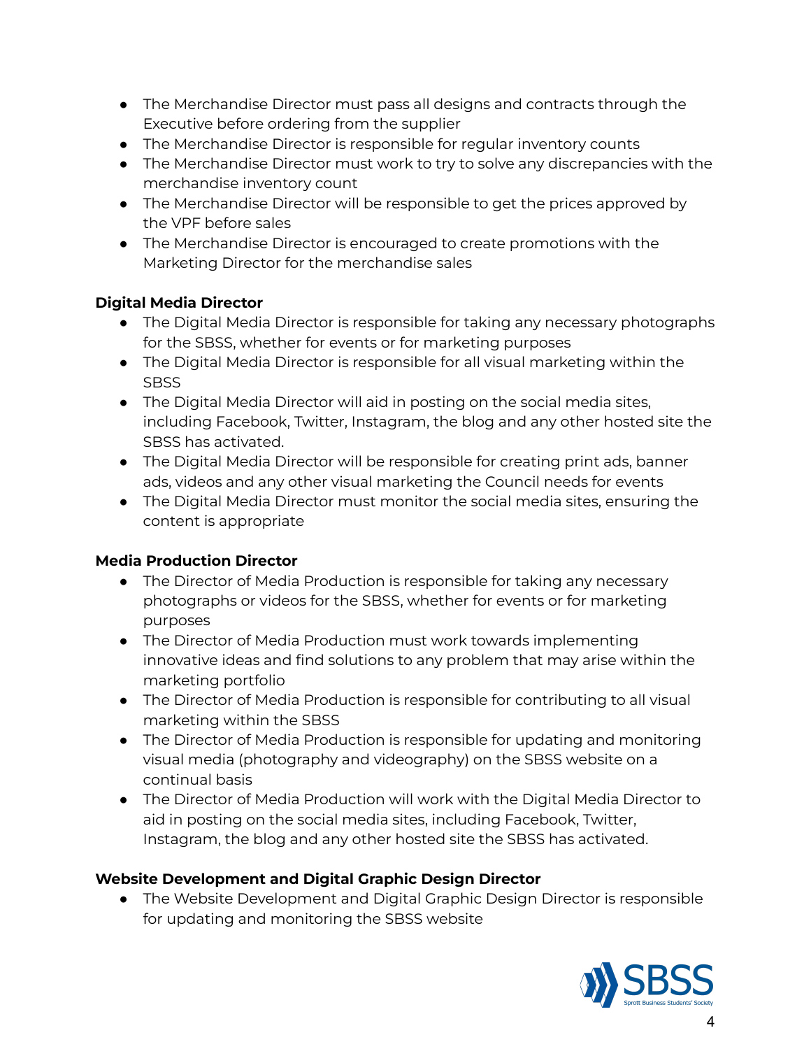- The Merchandise Director must pass all designs and contracts through the Executive before ordering from the supplier
- The Merchandise Director is responsible for regular inventory counts
- The Merchandise Director must work to try to solve any discrepancies with the merchandise inventory count
- The Merchandise Director will be responsible to get the prices approved by the VPF before sales
- The Merchandise Director is encouraged to create promotions with the Marketing Director for the merchandise sales

**Digital Media Director**

- The Digital Media Director is responsible for taking any necessary photographs for the SBSS, whether for events or for marketing purposes
- The Digital Media Director is responsible for all visual marketing within the SBSS
- The Digital Media Director will aid in posting on the social media sites, including Facebook, Twitter, Instagram, the blog and any other hosted site the SBSS has activated.
- The Digital Media Director will be responsible for creating print ads, banner ads, videos and any other visual marketing the Council needs for events
- The Digital Media Director must monitor the social media sites, ensuring the content is appropriate

**Media Production Director**

- The Director of Media Production is responsible for taking any necessary photographs or videos for the SBSS, whether for events or for marketing purposes
- The Director of Media Production must work towards implementing innovative ideas and find solutions to any problem that may arise within the marketing portfolio
- The Director of Media Production is responsible for contributing to all visual marketing within the SBSS
- The Director of Media Production is responsible for updating and monitoring visual media (photography and videography) on the SBSS website on a continual basis
- The Director of Media Production will work with the Digital Media Director to aid in posting on the social media sites, including Facebook, Twitter, Instagram, the blog and any other hosted site the SBSS has activated.

**Website Development and Digital Graphic Design Director**

- The Website Development and Digital Graphic Design Director is responsible for updating and monitoring the SBSS website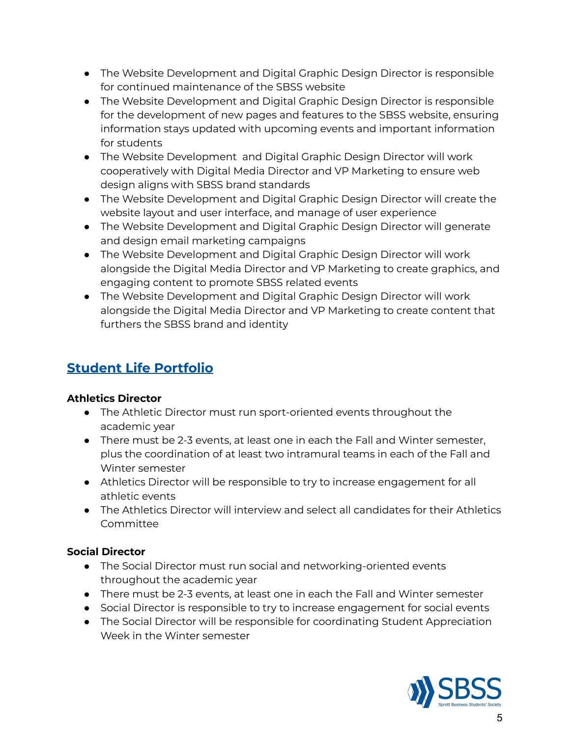- The Website Development and Digital Graphic Design Director is responsible for continued maintenance of the SBSS website
- The Website Development and Digital Graphic Design Director is responsible for the development of new pages and features to the SBSS website, ensuring information stays updated with upcoming events and important information for students
- The Website Development  and Digital Graphic Design Director will work cooperatively with Digital Media Director and VP Marketing to ensure web design aligns with SBSS brand standards
- The Website Development and Digital Graphic Design Director will create the website layout and user interface, and manage of user experience
- The Website Development and Digital Graphic Design Director will generate and design email marketing campaigns
- The Website Development and Digital Graphic Design Director will work alongside the Digital Media Director and VP Marketing to create graphics, and engaging content to promote SBSS related events
- The Website Development and Digital Graphic Design Director will work alongside the Digital Media Director and VP Marketing to create content that furthers the SBSS brand and identity

## Student Life Portfolio

**Athletics Director**

- The Athletic Director must run sport-oriented events throughout the academic year
- There must be 2-3 events, at least one in each the Fall and Winter semester, plus the coordination of at least two intramural teams in each of the Fall and Winter semester
- Athletics Director will be responsible to try to increase engagement for all athletic events
- The Athletics Director will interview and select all candidates for their Athletics Committee

**Social Director**

- The Social Director must run social and networking-oriented events throughout the academic year
- There must be 2-3 events, at least one in each the Fall and Winter semester
- Social Director is responsible to try to increase engagement for social events
- The Social Director will be responsible for coordinating Student Appreciation Week in the Winter semester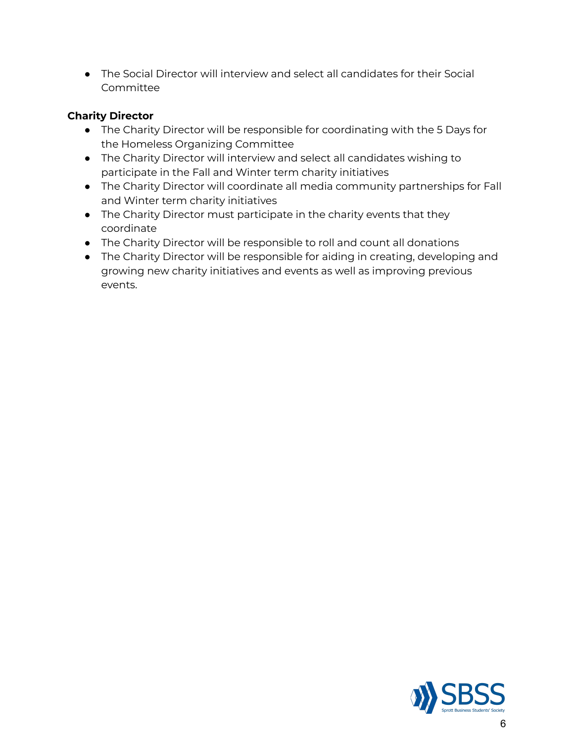- The Social Director will interview and select all candidates for their Social Committee

**Charity Director**

- The Charity Director will be responsible for coordinating with the 5 Days for the Homeless Organizing Committee
- The Charity Director will interview and select all candidates wishing to participate in the Fall and Winter term charity initiatives
- The Charity Director will coordinate all media community partnerships for Fall and Winter term charity initiatives
- The Charity Director must participate in the charity events that they coordinate
- The Charity Director will be responsible to roll and count all donations
- The Charity Director will be responsible for aiding in creating, developing and growing new charity initiatives and events as well as improving previous events.